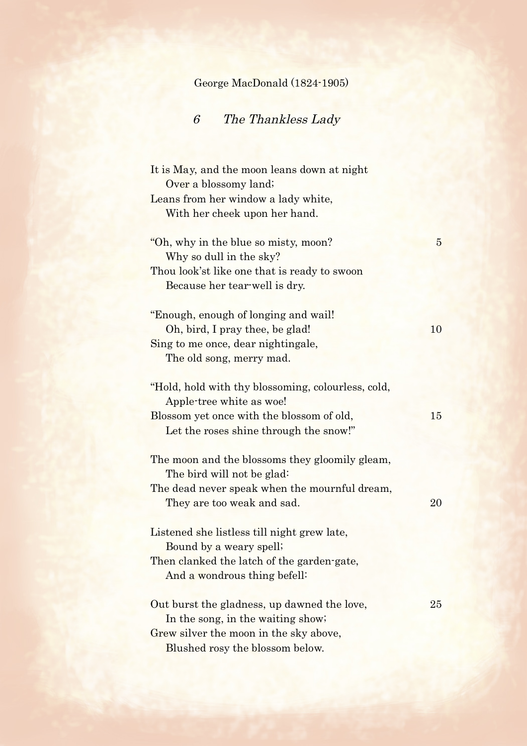George MacDonald (1824-1905)

## *6 The Thankless Lady*

It is May, and the moon leans down at night  
  Over a blossomy land;  
Leans from her window a lady white,  
  With her cheek upon her hand.

"Oh, why in the blue so misty, moon?  5  
  Why so dull in the sky?  
Thou look'st like one that is ready to swoon  
  Because her tear-well is dry.

"Enough, enough of longing and wail!  
  Oh, bird, I pray thee, be glad!  10  
Sing to me once, dear nightingale,  
  The old song, merry mad.

"Hold, hold with thy blossoming, colourless, cold,  
  Apple-tree white as woe!  
Blossom yet once with the blossom of old,  15  
  Let the roses shine through the snow!"

The moon and the blossoms they gloomily gleam,  
  The bird will not be glad:  
The dead never speak when the mournful dream,  
  They are too weak and sad.  20

Listened she listless till night grew late,  
  Bound by a weary spell;  
Then clanked the latch of the garden-gate,  
  And a wondrous thing befell:

Out burst the gladness, up dawned the love,  25  
  In the song, in the waiting show;  
Grew silver the moon in the sky above,  
  Blushed rosy the blossom below.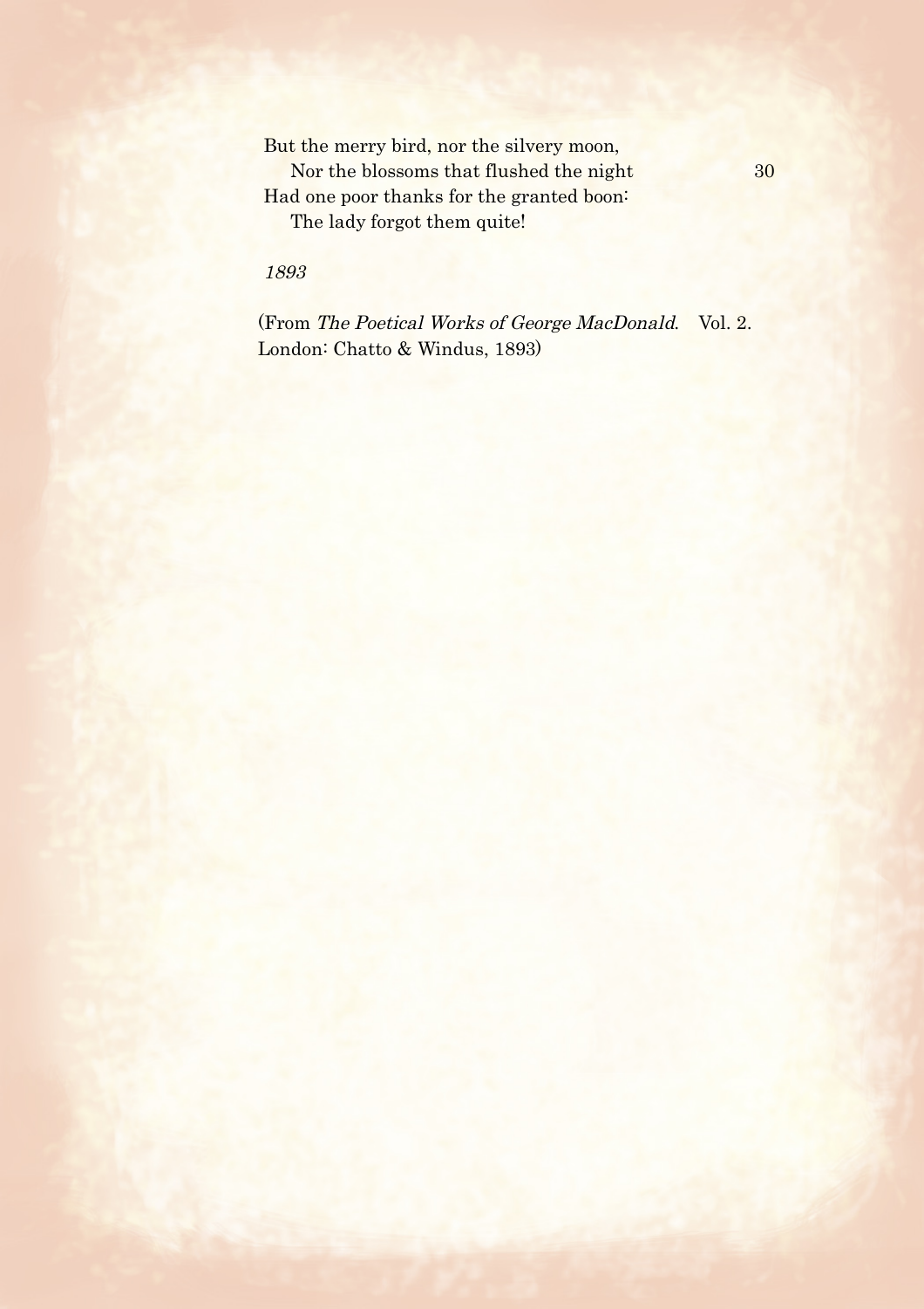But the merry bird, nor the silvery moon,
    Nor the blossoms that flushed the night                    30
Had one poor thanks for the granted boon:
    The lady forgot them quite!

*1893*

(From *The Poetical Works of George MacDonald*. Vol. 2. London: Chatto & Windus, 1893)